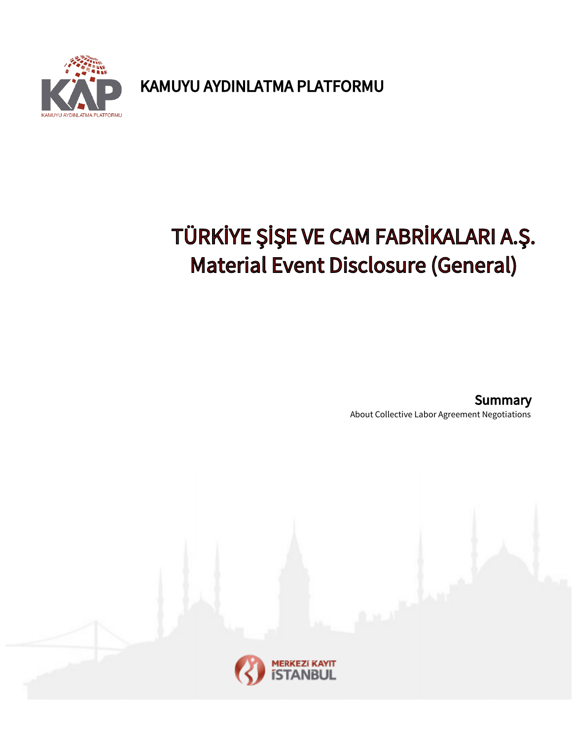KAMUYU AYDINLATMA PLATFORMU

# TÜRKİYE ŞİŞE VE CAM FABRİKALARI A.Ş.
# Material Event Disclosure (General)

## Summary

About Collective Labor Agreement Negotiations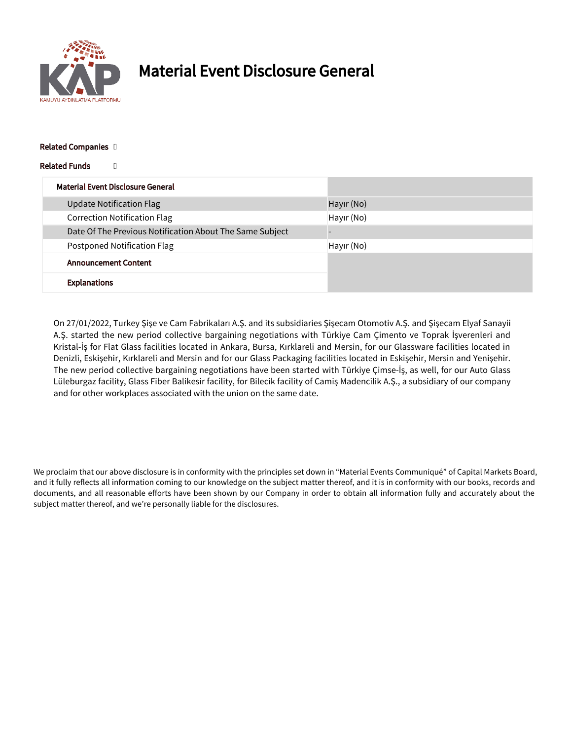# Material Event Disclosure General

**Related Companies** []

**Related Funds** []

| Material Event Disclosure General | |
|---|---|
| Update Notification Flag | Hayır (No) |
| Correction Notification Flag | Hayır (No) |
| Date Of The Previous Notification About The Same Subject | - |
| Postponed Notification Flag | Hayır (No) |
| **Announcement Content** | |
| **Explanations** | |

On 27/01/2022, Turkey Şişe ve Cam Fabrikaları A.Ş. and its subsidiaries Şişecam Otomotiv A.Ş. and Şişecam Elyaf Sanayii A.Ş. started the new period collective bargaining negotiations with Türkiye Cam Çimento ve Toprak İşverenleri and Kristal-İş for Flat Glass facilities located in Ankara, Bursa, Kırklareli and Mersin, for our Glassware facilities located in Denizli, Eskişehir, Kırklareli and Mersin and for our Glass Packaging facilities located in Eskişehir, Mersin and Yenişehir. The new period collective bargaining negotiations have been started with Türkiye Çimse-İş, as well, for our Auto Glass Lüleburgaz facility, Glass Fiber Balikesir facility, for Bilecik facility of Camiş Madencilik A.Ş., a subsidiary of our company and for other workplaces associated with the union on the same date.

We proclaim that our above disclosure is in conformity with the principles set down in "Material Events Communiqué" of Capital Markets Board, and it fully reflects all information coming to our knowledge on the subject matter thereof, and it is in conformity with our books, records and documents, and all reasonable efforts have been shown by our Company in order to obtain all information fully and accurately about the subject matter thereof, and we're personally liable for the disclosures.